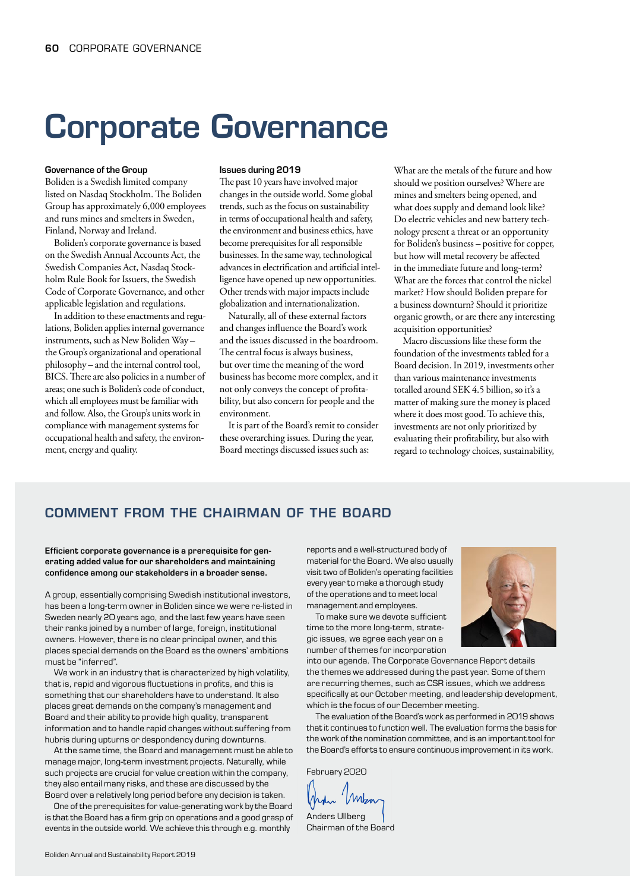# Corporate Governance

### Governance of the Group

Boliden is a Swedish limited company listed on Nasdaq Stockholm. The Boliden Group has approximately 6,000 employees and runs mines and smelters in Sweden, Finland, Norway and Ireland.

Boliden's corporate governance is based on the Swedish Annual Accounts Act, the Swedish Companies Act, Nasdaq Stockholm Rule Book for Issuers, the Swedish Code of Corporate Governance, and other applicable legislation and regulations.

In addition to these enactments and regulations, Boliden applies internal governance instruments, such as New Boliden Way – the Group's organizational and operational philosophy – and the internal control tool, BICS. There are also policies in a number of areas; one such is Boliden's code of conduct, which all employees must be familiar with and follow. Also, the Group's units work in compliance with management systems for occupational health and safety, the environment, energy and quality.

### Issues during 2019

The past 10 years have involved major changes in the outside world. Some global trends, such as the focus on sustainability in terms of occupational health and safety, the environment and business ethics, have become prerequisites for all responsible businesses. In the same way, technological advances in electrification and artificial intelligence have opened up new opportunities. Other trends with major impacts include globalization and internationalization.

Naturally, all of these external factors and changes influence the Board's work and the issues discussed in the boardroom. The central focus is always business, but over time the meaning of the word business has become more complex, and it not only conveys the concept of profitability, but also concern for people and the environment.

It is part of the Board's remit to consider these overarching issues. During the year, Board meetings discussed issues such as: What are the metals of the future and how should we position ourselves? Where are mines and smelters being opened, and what does supply and demand look like? Do electric vehicles and new battery technology present a threat or an opportunity for Boliden's business – positive for copper, but how will metal recovery be affected in the immediate future and long-term? What are the forces that control the nickel market? How should Boliden prepare for a business downturn? Should it prioritize organic growth, or are there any interesting acquisition opportunities?

Macro discussions like these form the foundation of the investments tabled for a Board decision. In 2019, investments other than various maintenance investments totalled around SEK 4.5 billion, so it's a matter of making sure the money is placed where it does most good. To achieve this, investments are not only prioritized by evaluating their profitability, but also with regard to technology choices, sustainability,

## COMMENT FROM THE CHAIRMAN OF THE BOARD

**Efficient corporate governance is a prerequisite for generating added value for our shareholders and maintaining confidence among our stakeholders in a broader sense.**

A group, essentially comprising Swedish institutional investors, has been a long-term owner in Boliden since we were re-listed in Sweden nearly 20 years ago, and the last few years have seen their ranks joined by a number of large, foreign, institutional owners. However, there is no clear principal owner, and this places special demands on the Board as the owners' ambitions must be "inferred".

We work in an industry that is characterized by high volatility, that is, rapid and vigorous fluctuations in profits, and this is something that our shareholders have to understand. It also places great demands on the company's management and Board and their ability to provide high quality, transparent information and to handle rapid changes without suffering from hubris during upturns or despondency during downturns.

At the same time, the Board and management must be able to manage major, long-term investment projects. Naturally, while such projects are crucial for value creation within the company, they also entail many risks, and these are discussed by the Board over a relatively long period before any decision is taken.

One of the prerequisites for value-generating work by the Board is that the Board has a firm grip on operations and a good grasp of events in the outside world. We achieve this through e.g. monthly reports and a well-structured body of material for the Board. We also usually visit two of Boliden's operating facilities every year to make a thorough study of the operations and to meet local management and employees.

To make sure we devote sufficient time to the more long-term, strategic issues, we agree each year on a number of themes for incorporation into our agenda. The Corporate Governance Report details the themes we addressed during the past year. Some of them are recurring themes, such as CSR issues, which we address specifically at our October meeting, and leadership development, which is the focus of our December meeting.

The evaluation of the Board's work as performed in 2019 shows that it continues to function well. The evaluation forms the basis for the work of the nomination committee, and is an important tool for the Board's efforts to ensure continuous improvement in its work.

February 2020

Anders Ullberg
Chairman of the Board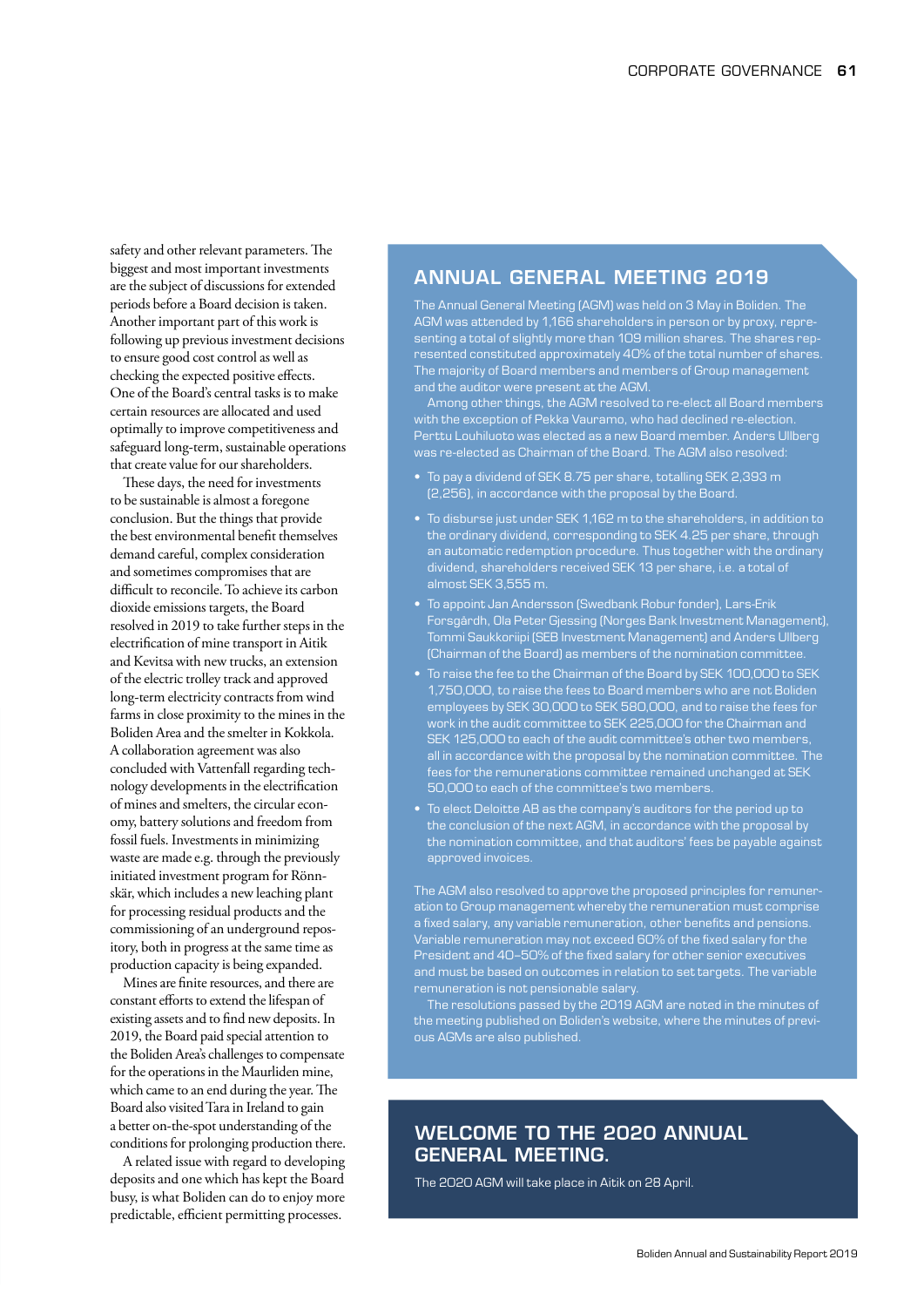safety and other relevant parameters. The biggest and most important investments are the subject of discussions for extended periods before a Board decision is taken. Another important part of this work is following up previous investment decisions to ensure good cost control as well as checking the expected positive effects. One of the Board's central tasks is to make certain resources are allocated and used optimally to improve competitiveness and safeguard long-term, sustainable operations that create value for our shareholders.

These days, the need for investments to be sustainable is almost a foregone conclusion. But the things that provide the best environmental benefit themselves demand careful, complex consideration and sometimes compromises that are difficult to reconcile. To achieve its carbon dioxide emissions targets, the Board resolved in 2019 to take further steps in the electrification of mine transport in Aitik and Kevitsa with new trucks, an extension of the electric trolley track and approved long-term electricity contracts from wind farms in close proximity to the mines in the Boliden Area and the smelter in Kokkola. A collaboration agreement was also concluded with Vattenfall regarding technology developments in the electrification of mines and smelters, the circular economy, battery solutions and freedom from fossil fuels. Investments in minimizing waste are made e.g. through the previously initiated investment program for Rönnskär, which includes a new leaching plant for processing residual products and the commissioning of an underground repository, both in progress at the same time as production capacity is being expanded.

Mines are finite resources, and there are constant efforts to extend the lifespan of existing assets and to find new deposits. In 2019, the Board paid special attention to the Boliden Area's challenges to compensate for the operations in the Maurliden mine, which came to an end during the year. The Board also visited Tara in Ireland to gain a better on-the-spot understanding of the conditions for prolonging production there.

A related issue with regard to developing deposits and one which has kept the Board busy, is what Boliden can do to enjoy more predictable, efficient permitting processes.

## ANNUAL GENERAL MEETING 2019

The Annual General Meeting (AGM) was held on 3 May in Boliden. The AGM was attended by 1,166 shareholders in person or by proxy, representing a total of slightly more than 109 million shares. The shares represented constituted approximately 40% of the total number of shares. The majority of Board members and members of Group management and the auditor were present at the AGM.

Among other things, the AGM resolved to re-elect all Board members with the exception of Pekka Vauramo, who had declined re-election. Perttu Louhiluoto was elected as a new Board member. Anders Ullberg was re-elected as Chairman of the Board. The AGM also resolved:

- To pay a dividend of SEK 8.75 per share, totalling SEK 2,393 m (2,256), in accordance with the proposal by the Board.
- To disburse just under SEK 1,162 m to the shareholders, in addition to the ordinary dividend, corresponding to SEK 4.25 per share, through an automatic redemption procedure. Thus together with the ordinary dividend, shareholders received SEK 13 per share, i.e. a total of almost SEK 3,555 m.
- To appoint Jan Andersson (Swedbank Robur fonder), Lars-Erik Forsgårdh, Ola Peter Gjessing (Norges Bank Investment Management), Tommi Saukkoriipi (SEB Investment Management) and Anders Ullberg (Chairman of the Board) as members of the nomination committee.
- To raise the fee to the Chairman of the Board by SEK 100,000 to SEK 1,750,000, to raise the fees to Board members who are not Boliden employees by SEK 30,000 to SEK 580,000, and to raise the fees for work in the audit committee to SEK 225,000 for the Chairman and SEK 125,000 to each of the audit committee's other two members, all in accordance with the proposal by the nomination committee. The fees for the remunerations committee remained unchanged at SEK 50,000 to each of the committee's two members.
- To elect Deloitte AB as the company's auditors for the period up to the conclusion of the next AGM, in accordance with the proposal by the nomination committee, and that auditors' fees be payable against approved invoices.

The AGM also resolved to approve the proposed principles for remuneration to Group management whereby the remuneration must comprise a fixed salary, any variable remuneration, other benefits and pensions. Variable remuneration may not exceed 60% of the fixed salary for the President and 40–50% of the fixed salary for other senior executives and must be based on outcomes in relation to set targets. The variable remuneration is not pensionable salary.

The resolutions passed by the 2019 AGM are noted in the minutes of the meeting published on Boliden's website, where the minutes of previous AGMs are also published.

## WELCOME TO THE 2020 ANNUAL GENERAL MEETING.

The 2020 AGM will take place in Aitik on 28 April.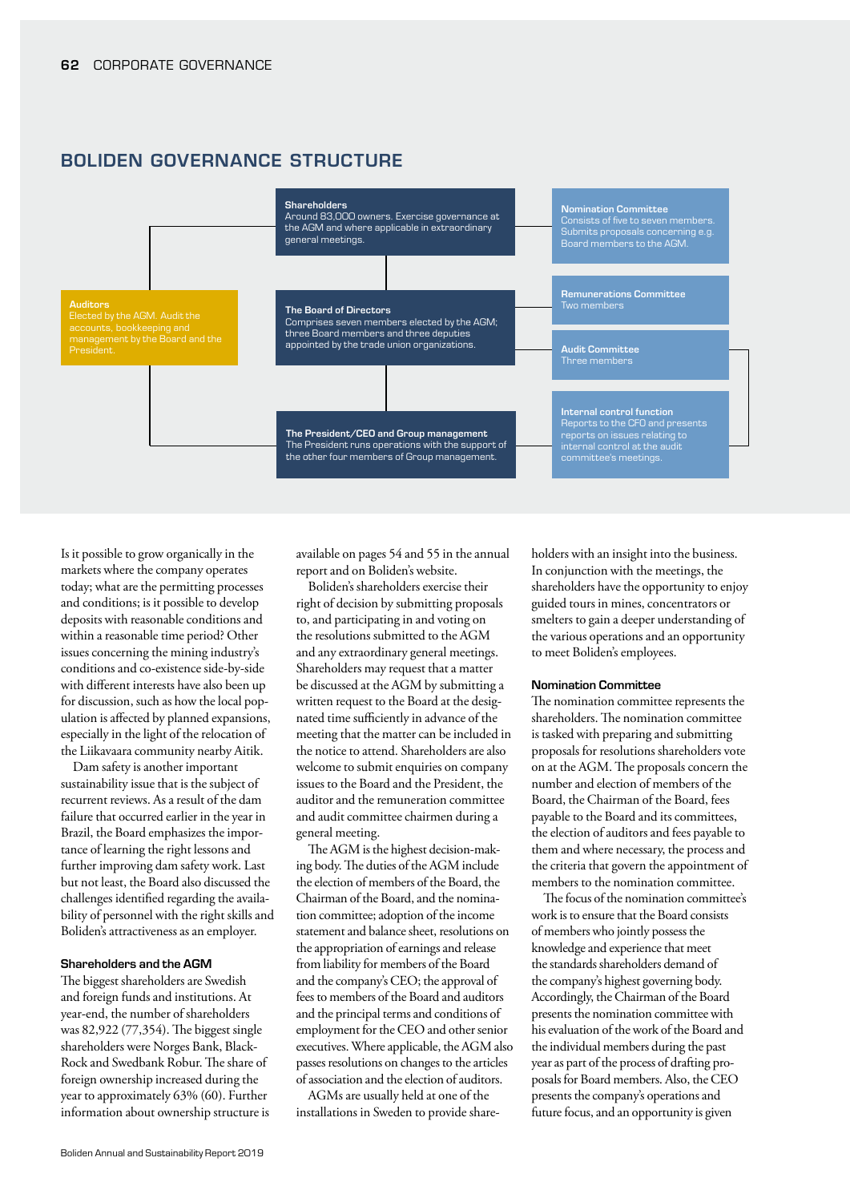## BOLIDEN GOVERNANCE STRUCTURE

**Shareholders**
Around 83,000 owners. Exercise governance at the AGM and where applicable in extraordinary general meetings.

**Nomination Committee**
Consists of five to seven members. Submits proposals concerning e.g. Board members to the AGM.

**Auditors**
Elected by the AGM. Audit the accounts, bookkeeping and management by the Board and the President.

**The Board of Directors**
Comprises seven members elected by the AGM; three Board members and three deputies appointed by the trade union organizations.

**Remunerations Committee**
Two members

**Audit Committee**
Three members

**The President/CEO and Group management**
The President runs operations with the support of the other four members of Group management.

**Internal control function**
Reports to the CFO and presents reports on issues relating to internal control at the audit committee's meetings.

Is it possible to grow organically in the markets where the company operates today; what are the permitting processes and conditions; is it possible to develop deposits with reasonable conditions and within a reasonable time period? Other issues concerning the mining industry's conditions and co-existence side-by-side with different interests have also been up for discussion, such as how the local population is affected by planned expansions, especially in the light of the relocation of the Liikavaara community nearby Aitik.

Dam safety is another important sustainability issue that is the subject of recurrent reviews. As a result of the dam failure that occurred earlier in the year in Brazil, the Board emphasizes the importance of learning the right lessons and further improving dam safety work. Last but not least, the Board also discussed the challenges identified regarding the availability of personnel with the right skills and Boliden's attractiveness as an employer.

### Shareholders and the AGM

The biggest shareholders are Swedish and foreign funds and institutions. At year-end, the number of shareholders was 82,922 (77,354). The biggest single shareholders were Norges Bank, BlackRock and Swedbank Robur. The share of foreign ownership increased during the year to approximately 63% (60). Further information about ownership structure is available on pages 54 and 55 in the annual report and on Boliden's website.

Boliden's shareholders exercise their right of decision by submitting proposals to, and participating in and voting on the resolutions submitted to the AGM and any extraordinary general meetings. Shareholders may request that a matter be discussed at the AGM by submitting a written request to the Board at the designated time sufficiently in advance of the meeting that the matter can be included in the notice to attend. Shareholders are also welcome to submit enquiries on company issues to the Board and the President, the auditor and the remuneration committee and audit committee chairmen during a general meeting.

The AGM is the highest decision-making body. The duties of the AGM include the election of members of the Board, the Chairman of the Board, and the nomination committee; adoption of the income statement and balance sheet, resolutions on the appropriation of earnings and release from liability for members of the Board and the company's CEO; the approval of fees to members of the Board and auditors and the principal terms and conditions of employment for the CEO and other senior executives. Where applicable, the AGM also passes resolutions on changes to the articles of association and the election of auditors.

AGMs are usually held at one of the installations in Sweden to provide shareholders with an insight into the business. In conjunction with the meetings, the shareholders have the opportunity to enjoy guided tours in mines, concentrators or smelters to gain a deeper understanding of the various operations and an opportunity to meet Boliden's employees.

### Nomination Committee

The nomination committee represents the shareholders. The nomination committee is tasked with preparing and submitting proposals for resolutions shareholders vote on at the AGM. The proposals concern the number and election of members of the Board, the Chairman of the Board, fees payable to the Board and its committees, the election of auditors and fees payable to them and where necessary, the process and the criteria that govern the appointment of members to the nomination committee.

The focus of the nomination committee's work is to ensure that the Board consists of members who jointly possess the knowledge and experience that meet the standards shareholders demand of the company's highest governing body. Accordingly, the Chairman of the Board presents the nomination committee with his evaluation of the work of the Board and the individual members during the past year as part of the process of drafting proposals for Board members. Also, the CEO presents the company's operations and future focus, and an opportunity is given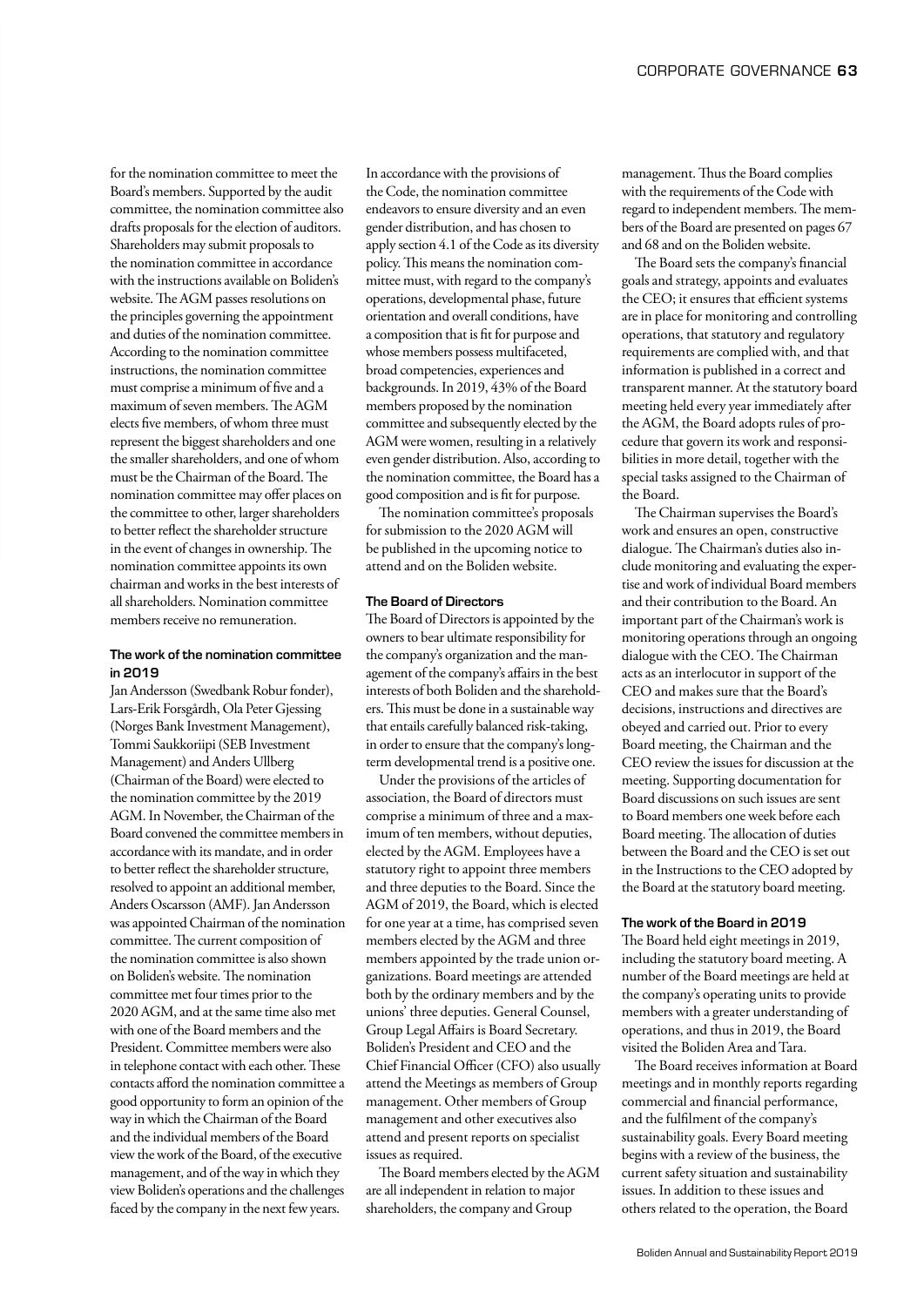for the nomination committee to meet the Board's members. Supported by the audit committee, the nomination committee also drafts proposals for the election of auditors. Shareholders may submit proposals to the nomination committee in accordance with the instructions available on Boliden's website. The AGM passes resolutions on the principles governing the appointment and duties of the nomination committee. According to the nomination committee instructions, the nomination committee must comprise a minimum of five and a maximum of seven members. The AGM elects five members, of whom three must represent the biggest shareholders and one the smaller shareholders, and one of whom must be the Chairman of the Board. The nomination committee may offer places on the committee to other, larger shareholders to better reflect the shareholder structure in the event of changes in ownership. The nomination committee appoints its own chairman and works in the best interests of all shareholders. Nomination committee members receive no remuneration.

#### The work of the nomination committee in 2019

Jan Andersson (Swedbank Robur fonder), Lars-Erik Forsgårdh, Ola Peter Gjessing (Norges Bank Investment Management), Tommi Saukkoriipi (SEB Investment Management) and Anders Ullberg (Chairman of the Board) were elected to the nomination committee by the 2019 AGM. In November, the Chairman of the Board convened the committee members in accordance with its mandate, and in order to better reflect the shareholder structure, resolved to appoint an additional member, Anders Oscarsson (AMF). Jan Andersson was appointed Chairman of the nomination committee. The current composition of the nomination committee is also shown on Boliden's website. The nomination committee met four times prior to the 2020 AGM, and at the same time also met with one of the Board members and the President. Committee members were also in telephone contact with each other. These contacts afford the nomination committee a good opportunity to form an opinion of the way in which the Chairman of the Board and the individual members of the Board view the work of the Board, of the executive management, and of the way in which they view Boliden's operations and the challenges faced by the company in the next few years.

In accordance with the provisions of the Code, the nomination committee endeavors to ensure diversity and an even gender distribution, and has chosen to apply section 4.1 of the Code as its diversity policy. This means the nomination committee must, with regard to the company's operations, developmental phase, future orientation and overall conditions, have a composition that is fit for purpose and whose members possess multifaceted, broad competencies, experiences and backgrounds. In 2019, 43% of the Board members proposed by the nomination committee and subsequently elected by the AGM were women, resulting in a relatively even gender distribution. Also, according to the nomination committee, the Board has a good composition and is fit for purpose.

The nomination committee's proposals for submission to the 2020 AGM will be published in the upcoming notice to attend and on the Boliden website.

#### The Board of Directors

The Board of Directors is appointed by the owners to bear ultimate responsibility for the company's organization and the management of the company's affairs in the best interests of both Boliden and the shareholders. This must be done in a sustainable way that entails carefully balanced risk-taking, in order to ensure that the company's long-term developmental trend is a positive one.

Under the provisions of the articles of association, the Board of directors must comprise a minimum of three and a maximum of ten members, without deputies, elected by the AGM. Employees have a statutory right to appoint three members and three deputies to the Board. Since the AGM of 2019, the Board, which is elected for one year at a time, has comprised seven members elected by the AGM and three members appointed by the trade union organizations. Board meetings are attended both by the ordinary members and by the unions' three deputies. General Counsel, Group Legal Affairs is Board Secretary. Boliden's President and CEO and the Chief Financial Officer (CFO) also usually attend the Meetings as members of Group management. Other members of Group management and other executives also attend and present reports on specialist issues as required.

The Board members elected by the AGM are all independent in relation to major shareholders, the company and Group management. Thus the Board complies with the requirements of the Code with regard to independent members. The members of the Board are presented on pages 67 and 68 and on the Boliden website.

The Board sets the company's financial goals and strategy, appoints and evaluates the CEO; it ensures that efficient systems are in place for monitoring and controlling operations, that statutory and regulatory requirements are complied with, and that information is published in a correct and transparent manner. At the statutory board meeting held every year immediately after the AGM, the Board adopts rules of procedure that govern its work and responsibilities in more detail, together with the special tasks assigned to the Chairman of the Board.

The Chairman supervises the Board's work and ensures an open, constructive dialogue. The Chairman's duties also include monitoring and evaluating the expertise and work of individual Board members and their contribution to the Board. An important part of the Chairman's work is monitoring operations through an ongoing dialogue with the CEO. The Chairman acts as an interlocutor in support of the CEO and makes sure that the Board's decisions, instructions and directives are obeyed and carried out. Prior to every Board meeting, the Chairman and the CEO review the issues for discussion at the meeting. Supporting documentation for Board discussions on such issues are sent to Board members one week before each Board meeting. The allocation of duties between the Board and the CEO is set out in the Instructions to the CEO adopted by the Board at the statutory board meeting.

#### The work of the Board in 2019

The Board held eight meetings in 2019, including the statutory board meeting. A number of the Board meetings are held at the company's operating units to provide members with a greater understanding of operations, and thus in 2019, the Board visited the Boliden Area and Tara.

The Board receives information at Board meetings and in monthly reports regarding commercial and financial performance, and the fulfilment of the company's sustainability goals. Every Board meeting begins with a review of the business, the current safety situation and sustainability issues. In addition to these issues and others related to the operation, the Board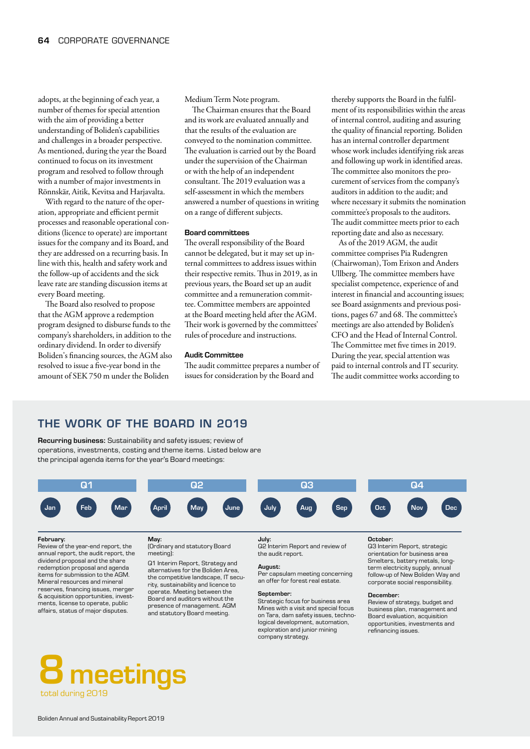adopts, at the beginning of each year, a number of themes for special attention with the aim of providing a better understanding of Boliden's capabilities and challenges in a broader perspective. As mentioned, during the year the Board continued to focus on its investment program and resolved to follow through with a number of major investments in Rönnskär, Aitik, Kevitsa and Harjavalta.

With regard to the nature of the operation, appropriate and efficient permit processes and reasonable operational conditions (licence to operate) are important issues for the company and its Board, and they are addressed on a recurring basis. In line with this, health and safety work and the follow-up of accidents and the sick leave rate are standing discussion items at every Board meeting.

The Board also resolved to propose that the AGM approve a redemption program designed to disburse funds to the company's shareholders, in addition to the ordinary dividend. In order to diversify Boliden's financing sources, the AGM also resolved to issue a five-year bond in the amount of SEK 750 m under the Boliden Medium Term Note program.

The Chairman ensures that the Board and its work are evaluated annually and that the results of the evaluation are conveyed to the nomination committee. The evaluation is carried out by the Board under the supervision of the Chairman or with the help of an independent consultant. The 2019 evaluation was a self-assessment in which the members answered a number of questions in writing on a range of different subjects.

### Board committees

The overall responsibility of the Board cannot be delegated, but it may set up internal committees to address issues within their respective remits. Thus in 2019, as in previous years, the Board set up an audit committee and a remuneration committee. Committee members are appointed at the Board meeting held after the AGM. Their work is governed by the committees' rules of procedure and instructions.

### Audit Committee

The audit committee prepares a number of issues for consideration by the Board and thereby supports the Board in the fulfilment of its responsibilities within the areas of internal control, auditing and assuring the quality of financial reporting. Boliden has an internal controller department whose work includes identifying risk areas and following up work in identified areas. The committee also monitors the procurement of services from the company's auditors in addition to the audit; and where necessary it submits the nomination committee's proposals to the auditors. The audit committee meets prior to each reporting date and also as necessary.

As of the 2019 AGM, the audit committee comprises Pia Rudengren (Chairwoman), Tom Erixon and Anders Ullberg. The committee members have specialist competence, experience of and interest in financial and accounting issues; see Board assignments and previous positions, pages 67 and 68. The committee's meetings are also attended by Boliden's CFO and the Head of Internal Control. The Committee met five times in 2019. During the year, special attention was paid to internal controls and IT security. The audit committee works according to

## THE WORK OF THE BOARD IN 2019

**Recurring business:** Sustainability and safety issues; review of operations, investments, costing and theme items. Listed below are the principal agenda items for the year's Board meetings:

| Q1 | | | Q2 | | | Q3 | | | Q4 | | |
|---|---|---|---|---|---|---|---|---|---|---|---|
| Jan | Feb | Mar | April | May | June | July | Aug | Sep | Oct | Nov | Dec |

**February:**
Review of the year-end report, the annual report, the audit report, the dividend proposal and the share redemption proposal and agenda items for submission to the AGM. Mineral resources and mineral reserves, financing issues, merger & acquisition opportunities, investments, license to operate, public affairs, status of major disputes.

**May:**
(Ordinary and statutory Board meeting):
Q1 Interim Report, Strategy and alternatives for the Boliden Area, the competitive landscape, IT security, sustainability and licence to operate. Meeting between the Board and auditors without the presence of management. AGM and statutory Board meeting.

**July:**
Q2 Interim Report and review of the audit report.

**August:**
Per capsulam meeting concerning an offer for forest real estate.

**September:**
Strategic focus for business area Mines with a visit and special focus on Tara, dam safety issues, technological development, automation, exploration and junior mining company strategy.

**October:**
Q3 Interim Report, strategic orientation for business area Smelters, battery metals, long-term electricity supply, annual follow-up of New Boliden Way and corporate social responsibility.

**December:**
Review of strategy, budget and business plan, management and Board evaluation, acquisition opportunities, investments and refinancing issues.

**8 meetings**
total during 2019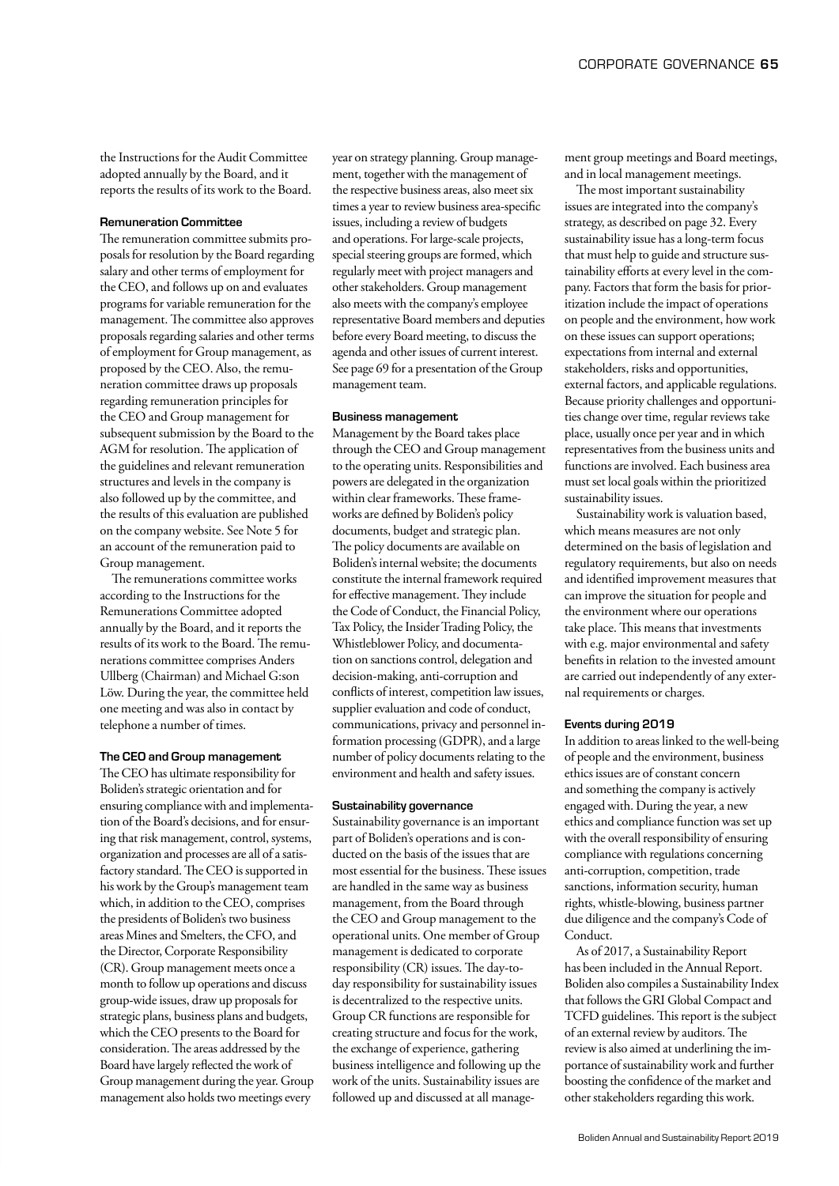the Instructions for the Audit Committee adopted annually by the Board, and it reports the results of its work to the Board.

### Remuneration Committee

The remuneration committee submits proposals for resolution by the Board regarding salary and other terms of employment for the CEO, and follows up on and evaluates programs for variable remuneration for the management. The committee also approves proposals regarding salaries and other terms of employment for Group management, as proposed by the CEO. Also, the remuneration committee draws up proposals regarding remuneration principles for the CEO and Group management for subsequent submission by the Board to the AGM for resolution. The application of the guidelines and relevant remuneration structures and levels in the company is also followed up by the committee, and the results of this evaluation are published on the company website. See Note 5 for an account of the remuneration paid to Group management.

The remunerations committee works according to the Instructions for the Remunerations Committee adopted annually by the Board, and it reports the results of its work to the Board. The remunerations committee comprises Anders Ullberg (Chairman) and Michael G:son Löw. During the year, the committee held one meeting and was also in contact by telephone a number of times.

### The CEO and Group management

The CEO has ultimate responsibility for Boliden's strategic orientation and for ensuring compliance with and implementation of the Board's decisions, and for ensuring that risk management, control, systems, organization and processes are all of a satisfactory standard. The CEO is supported in his work by the Group's management team which, in addition to the CEO, comprises the presidents of Boliden's two business areas Mines and Smelters, the CFO, and the Director, Corporate Responsibility (CR). Group management meets once a month to follow up operations and discuss group-wide issues, draw up proposals for strategic plans, business plans and budgets, which the CEO presents to the Board for consideration. The areas addressed by the Board have largely reflected the work of Group management during the year. Group management also holds two meetings every year on strategy planning. Group management, together with the management of the respective business areas, also meet six times a year to review business area-specific issues, including a review of budgets and operations. For large-scale projects, special steering groups are formed, which regularly meet with project managers and other stakeholders. Group management also meets with the company's employee representative Board members and deputies before every Board meeting, to discuss the agenda and other issues of current interest. See page 69 for a presentation of the Group management team.

### Business management

Management by the Board takes place through the CEO and Group management to the operating units. Responsibilities and powers are delegated in the organization within clear frameworks. These frameworks are defined by Boliden's policy documents, budget and strategic plan. The policy documents are available on Boliden's internal website; the documents constitute the internal framework required for effective management. They include the Code of Conduct, the Financial Policy, Tax Policy, the Insider Trading Policy, the Whistleblower Policy, and documentation on sanctions control, delegation and decision-making, anti-corruption and conflicts of interest, competition law issues, supplier evaluation and code of conduct, communications, privacy and personnel information processing (GDPR), and a large number of policy documents relating to the environment and health and safety issues.

### Sustainability governance

Sustainability governance is an important part of Boliden's operations and is conducted on the basis of the issues that are most essential for the business. These issues are handled in the same way as business management, from the Board through the CEO and Group management to the operational units. One member of Group management is dedicated to corporate responsibility (CR) issues. The day-to-day responsibility for sustainability issues is decentralized to the respective units. Group CR functions are responsible for creating structure and focus for the work, the exchange of experience, gathering business intelligence and following up the work of the units. Sustainability issues are followed up and discussed at all management group meetings and Board meetings, and in local management meetings.

The most important sustainability issues are integrated into the company's strategy, as described on page 32. Every sustainability issue has a long-term focus that must help to guide and structure sustainability efforts at every level in the company. Factors that form the basis for prioritization include the impact of operations on people and the environment, how work on these issues can support operations; expectations from internal and external stakeholders, risks and opportunities, external factors, and applicable regulations. Because priority challenges and opportunities change over time, regular reviews take place, usually once per year and in which representatives from the business units and functions are involved. Each business area must set local goals within the prioritized sustainability issues.

Sustainability work is valuation based, which means measures are not only determined on the basis of legislation and regulatory requirements, but also on needs and identified improvement measures that can improve the situation for people and the environment where our operations take place. This means that investments with e.g. major environmental and safety benefits in relation to the invested amount are carried out independently of any external requirements or charges.

### Events during 2019

In addition to areas linked to the well-being of people and the environment, business ethics issues are of constant concern and something the company is actively engaged with. During the year, a new ethics and compliance function was set up with the overall responsibility of ensuring compliance with regulations concerning anti-corruption, competition, trade sanctions, information security, human rights, whistle-blowing, business partner due diligence and the company's Code of Conduct.

As of 2017, a Sustainability Report has been included in the Annual Report. Boliden also compiles a Sustainability Index that follows the GRI Global Compact and TCFD guidelines. This report is the subject of an external review by auditors. The review is also aimed at underlining the importance of sustainability work and further boosting the confidence of the market and other stakeholders regarding this work.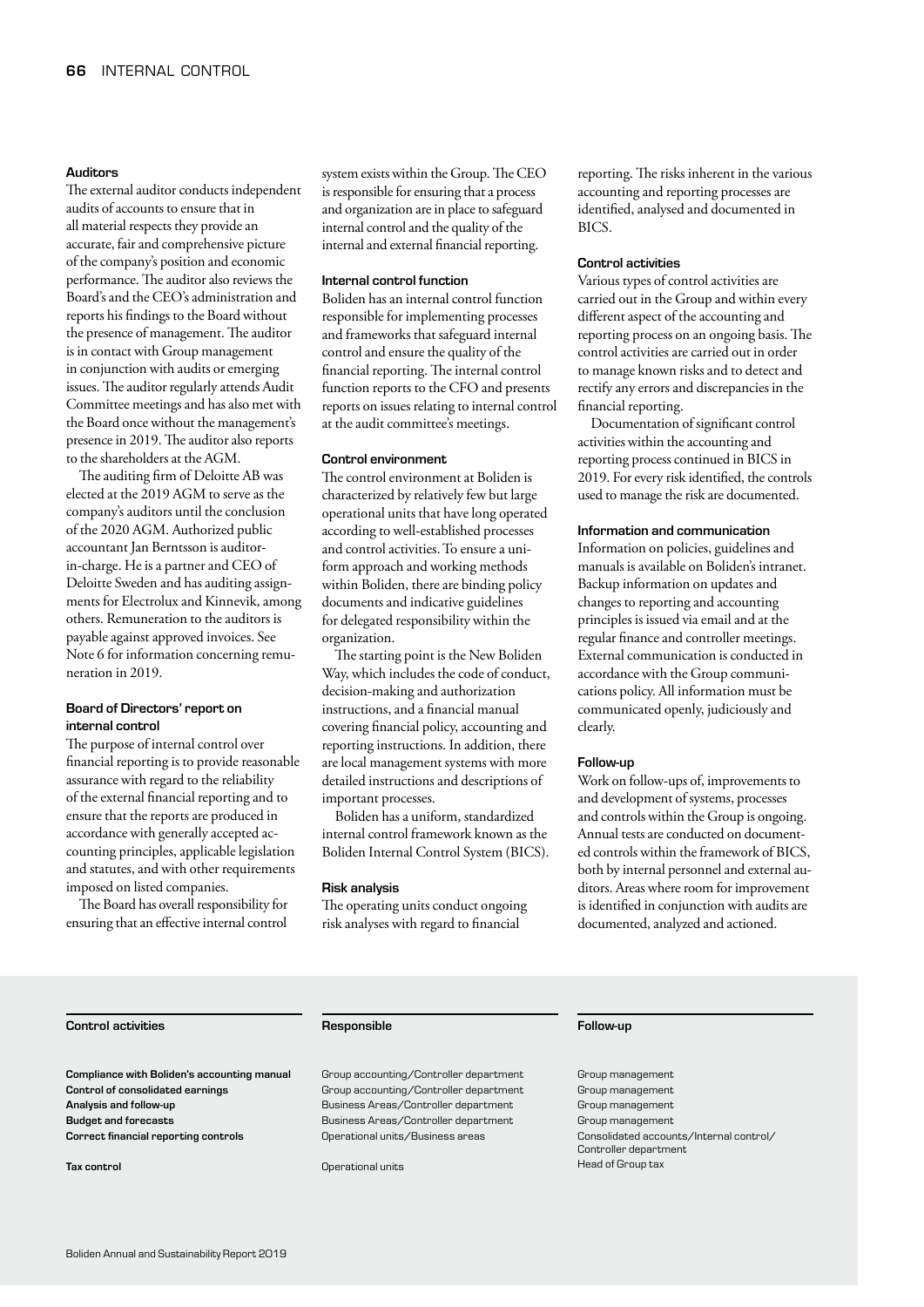### Auditors

The external auditor conducts independent audits of accounts to ensure that in all material respects they provide an accurate, fair and comprehensive picture of the company's position and economic performance. The auditor also reviews the Board's and the CEO's administration and reports his findings to the Board without the presence of management. The auditor is in contact with Group management in conjunction with audits or emerging issues. The auditor regularly attends Audit Committee meetings and has also met with the Board once without the management's presence in 2019. The auditor also reports to the shareholders at the AGM.

The auditing firm of Deloitte AB was elected at the 2019 AGM to serve as the company's auditors until the conclusion of the 2020 AGM. Authorized public accountant Jan Berntsson is auditor-in-charge. He is a partner and CEO of Deloitte Sweden and has auditing assignments for Electrolux and Kinnevik, among others. Remuneration to the auditors is payable against approved invoices. See Note 6 for information concerning remuneration in 2019.

### Board of Directors' report on internal control

The purpose of internal control over financial reporting is to provide reasonable assurance with regard to the reliability of the external financial reporting and to ensure that the reports are produced in accordance with generally accepted accounting principles, applicable legislation and statutes, and with other requirements imposed on listed companies.

The Board has overall responsibility for ensuring that an effective internal control system exists within the Group. The CEO is responsible for ensuring that a process and organization are in place to safeguard internal control and the quality of the internal and external financial reporting.

### Internal control function

Boliden has an internal control function responsible for implementing processes and frameworks that safeguard internal control and ensure the quality of the financial reporting. The internal control function reports to the CFO and presents reports on issues relating to internal control at the audit committee's meetings.

### Control environment

The control environment at Boliden is characterized by relatively few but large operational units that have long operated according to well-established processes and control activities. To ensure a uniform approach and working methods within Boliden, there are binding policy documents and indicative guidelines for delegated responsibility within the organization.

The starting point is the New Boliden Way, which includes the code of conduct, decision-making and authorization instructions, and a financial manual covering financial policy, accounting and reporting instructions. In addition, there are local management systems with more detailed instructions and descriptions of important processes.

Boliden has a uniform, standardized internal control framework known as the Boliden Internal Control System (BICS).

### Risk analysis

The operating units conduct ongoing risk analyses with regard to financial reporting. The risks inherent in the various accounting and reporting processes are identified, analysed and documented in BICS.

### Control activities

Various types of control activities are carried out in the Group and within every different aspect of the accounting and reporting process on an ongoing basis. The control activities are carried out in order to manage known risks and to detect and rectify any errors and discrepancies in the financial reporting.

Documentation of significant control activities within the accounting and reporting process continued in BICS in 2019. For every risk identified, the controls used to manage the risk are documented.

### Information and communication

Information on policies, guidelines and manuals is available on Boliden's intranet. Backup information on updates and changes to reporting and accounting principles is issued via email and at the regular finance and controller meetings. External communication is conducted in accordance with the Group communications policy. All information must be communicated openly, judiciously and clearly.

### Follow-up

Work on follow-ups of, improvements to and development of systems, processes and controls within the Group is ongoing. Annual tests are conducted on documented controls within the framework of BICS, both by internal personnel and external auditors. Areas where room for improvement is identified in conjunction with audits are documented, analyzed and actioned.

| Control activities | Responsible | Follow-up |
|---|---|---|
| **Compliance with Boliden's accounting manual** | Group accounting/Controller department | Group management |
| **Control of consolidated earnings** | Group accounting/Controller department | Group management |
| **Analysis and follow-up** | Business Areas/Controller department | Group management |
| **Budget and forecasts** | Business Areas/Controller department | Group management |
| **Correct financial reporting controls** | Operational units/Business areas | Consolidated accounts/Internal control/Controller department |
| **Tax control** | Operational units | Head of Group tax |